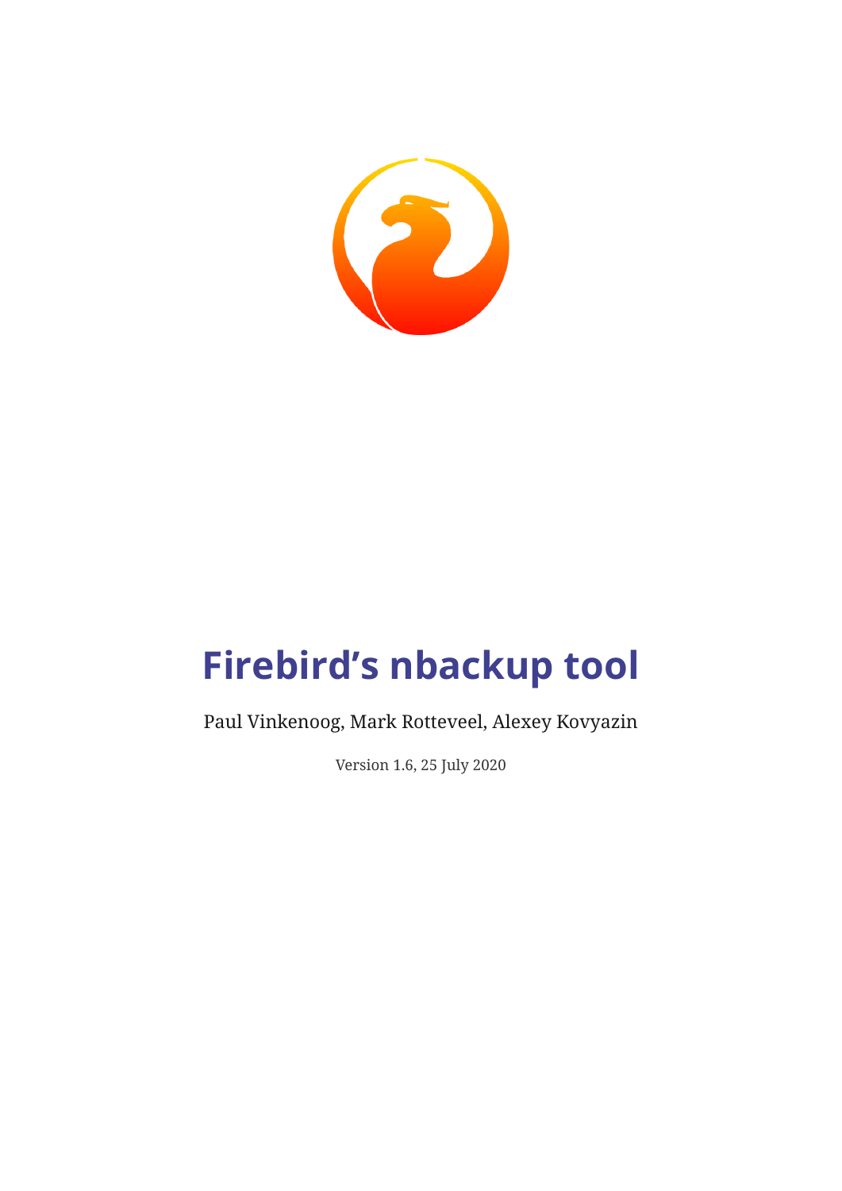# Firebird's nbackup tool

Paul Vinkenoog, Mark Rotteveel, Alexey Kovyazin

Version 1.6, 25 July 2020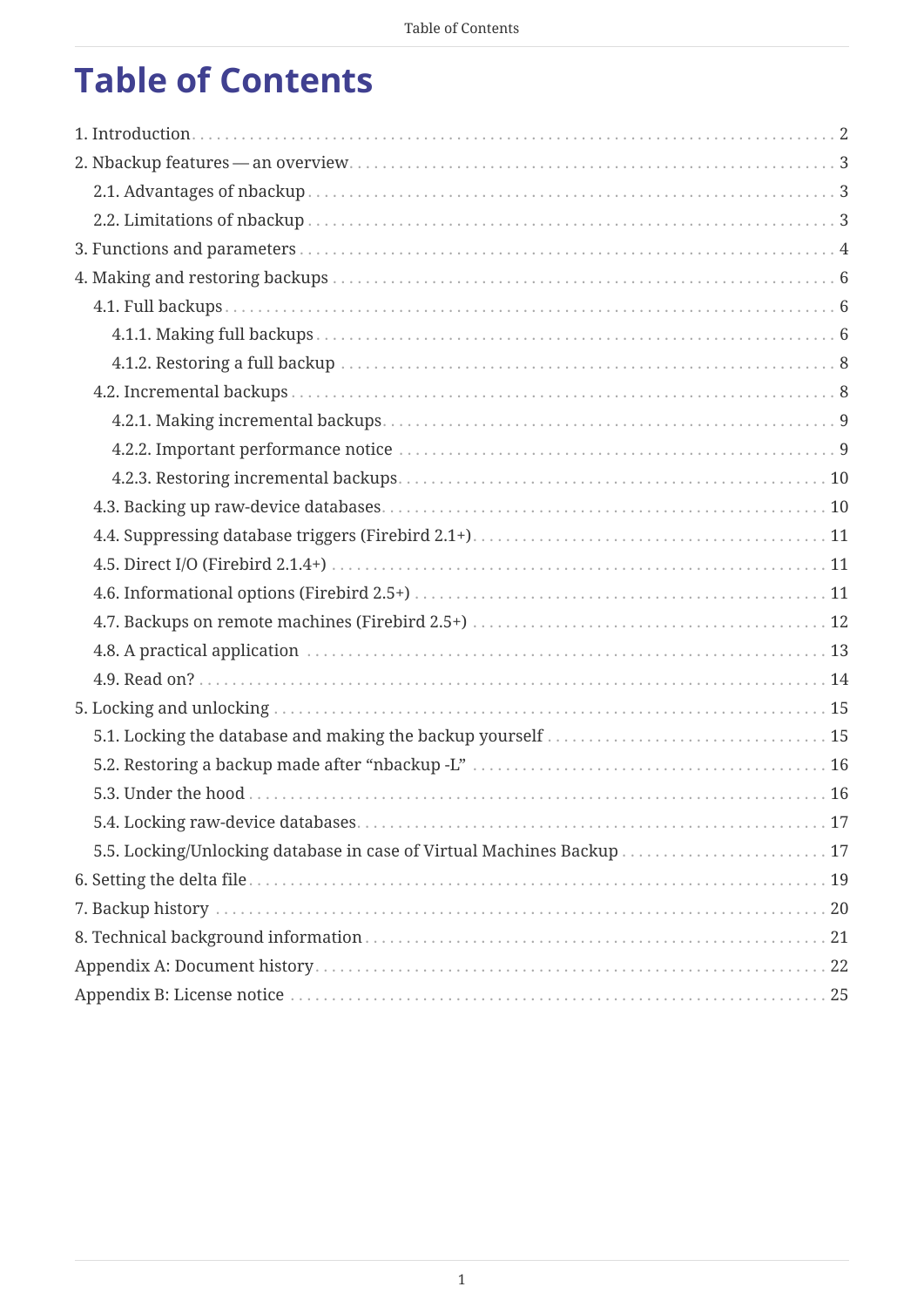# Table of Contents

- 1. Introduction ... 2
- 2. Nbackup features — an overview ... 3
  - 2.1. Advantages of nbackup ... 3
  - 2.2. Limitations of nbackup ... 3
- 3. Functions and parameters ... 4
- 4. Making and restoring backups ... 6
  - 4.1. Full backups ... 6
    - 4.1.1. Making full backups ... 6
    - 4.1.2. Restoring a full backup ... 8
  - 4.2. Incremental backups ... 8
    - 4.2.1. Making incremental backups ... 9
    - 4.2.2. Important performance notice ... 9
    - 4.2.3. Restoring incremental backups ... 10
  - 4.3. Backing up raw-device databases ... 10
  - 4.4. Suppressing database triggers (Firebird 2.1+) ... 11
  - 4.5. Direct I/O (Firebird 2.1.4+) ... 11
  - 4.6. Informational options (Firebird 2.5+) ... 11
  - 4.7. Backups on remote machines (Firebird 2.5+) ... 12
  - 4.8. A practical application ... 13
  - 4.9. Read on? ... 14
- 5. Locking and unlocking ... 15
  - 5.1. Locking the database and making the backup yourself ... 15
  - 5.2. Restoring a backup made after “nbackup -L” ... 16
  - 5.3. Under the hood ... 16
  - 5.4. Locking raw-device databases ... 17
  - 5.5. Locking/Unlocking database in case of Virtual Machines Backup ... 17
- 6. Setting the delta file ... 19
- 7. Backup history ... 20
- 8. Technical background information ... 21
- Appendix A: Document history ... 22
- Appendix B: License notice ... 25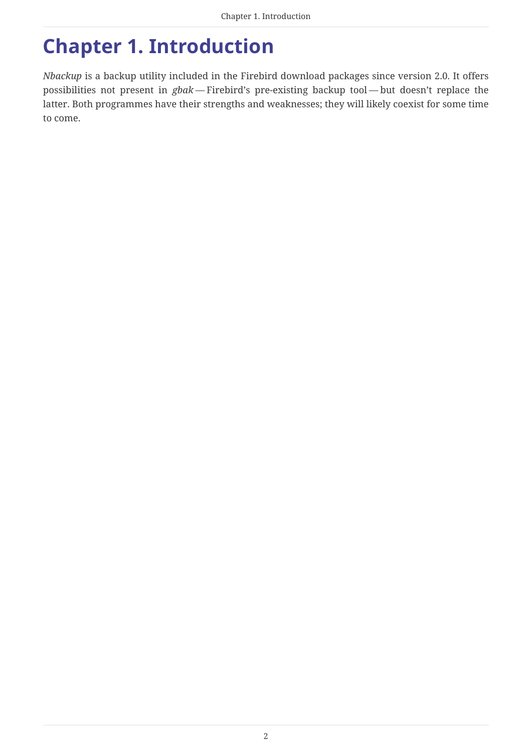# Chapter 1. Introduction

*Nbackup* is a backup utility included in the Firebird download packages since version 2.0. It offers possibilities not present in *gbak* — Firebird's pre-existing backup tool — but doesn't replace the latter. Both programmes have their strengths and weaknesses; they will likely coexist for some time to come.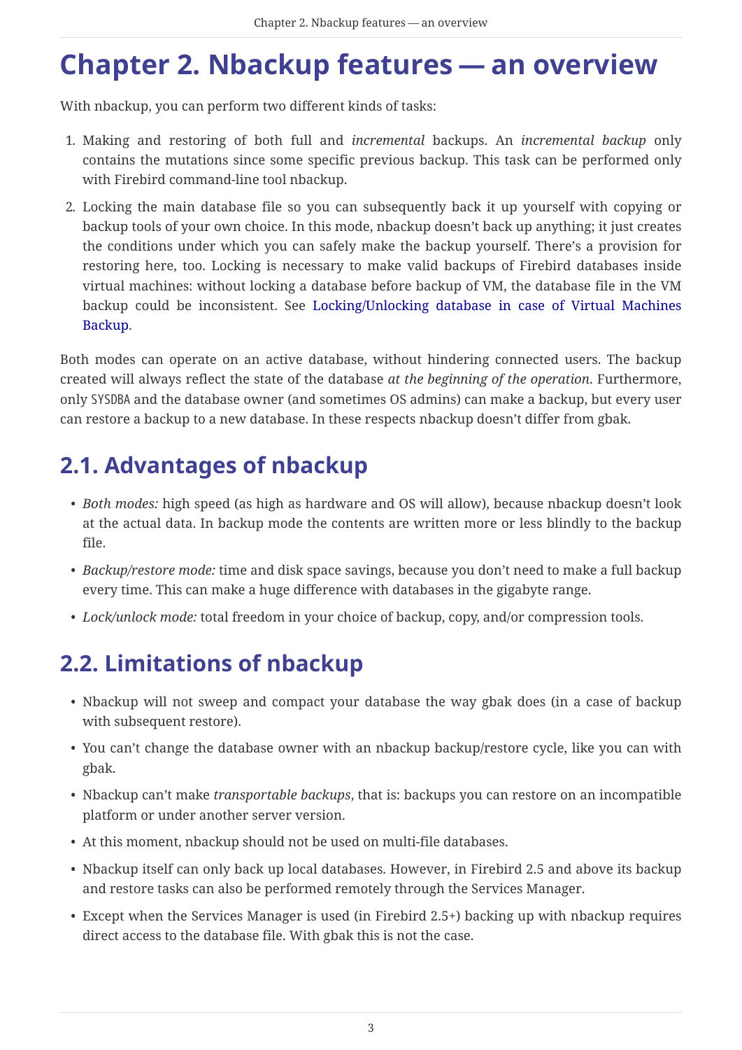# Chapter 2. Nbackup features — an overview

With nbackup, you can perform two different kinds of tasks:

1. Making and restoring of both full and *incremental* backups. An *incremental backup* only contains the mutations since some specific previous backup. This task can be performed only with Firebird command-line tool nbackup.
2. Locking the main database file so you can subsequently back it up yourself with copying or backup tools of your own choice. In this mode, nbackup doesn't back up anything; it just creates the conditions under which you can safely make the backup yourself. There's a provision for restoring here, too. Locking is necessary to make valid backups of Firebird databases inside virtual machines: without locking a database before backup of VM, the database file in the VM backup could be inconsistent. See Locking/Unlocking database in case of Virtual Machines Backup.

Both modes can operate on an active database, without hindering connected users. The backup created will always reflect the state of the database *at the beginning of the operation*. Furthermore, only SYSDBA and the database owner (and sometimes OS admins) can make a backup, but every user can restore a backup to a new database. In these respects nbackup doesn't differ from gbak.

## 2.1. Advantages of nbackup

- *Both modes:* high speed (as high as hardware and OS will allow), because nbackup doesn't look at the actual data. In backup mode the contents are written more or less blindly to the backup file.
- *Backup/restore mode:* time and disk space savings, because you don't need to make a full backup every time. This can make a huge difference with databases in the gigabyte range.
- *Lock/unlock mode:* total freedom in your choice of backup, copy, and/or compression tools.

## 2.2. Limitations of nbackup

- Nbackup will not sweep and compact your database the way gbak does (in a case of backup with subsequent restore).
- You can't change the database owner with an nbackup backup/restore cycle, like you can with gbak.
- Nbackup can't make *transportable backups*, that is: backups you can restore on an incompatible platform or under another server version.
- At this moment, nbackup should not be used on multi-file databases.
- Nbackup itself can only back up local databases. However, in Firebird 2.5 and above its backup and restore tasks can also be performed remotely through the Services Manager.
- Except when the Services Manager is used (in Firebird 2.5+) backing up with nbackup requires direct access to the database file. With gbak this is not the case.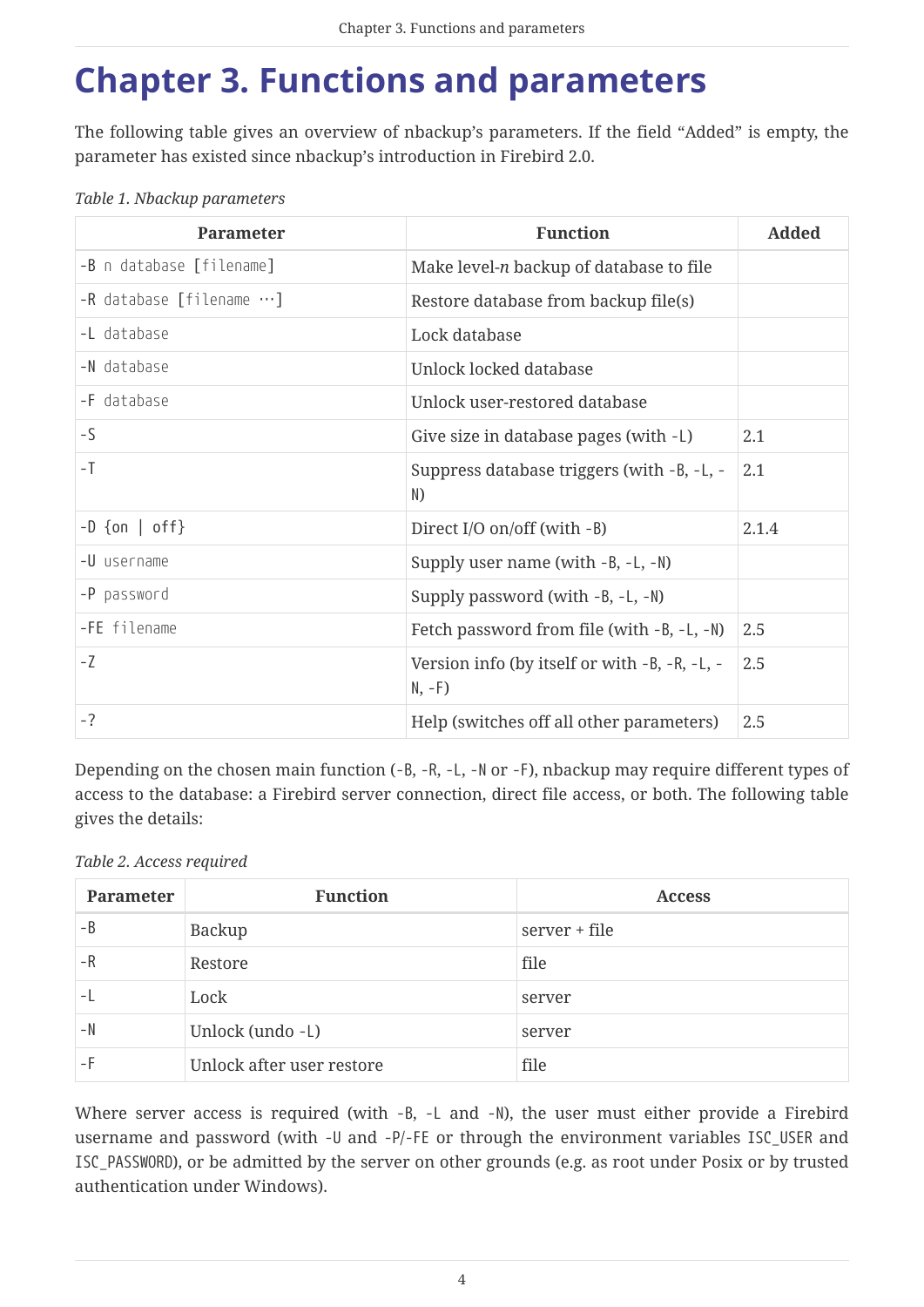# Chapter 3. Functions and parameters

The following table gives an overview of nbackup's parameters. If the field "Added" is empty, the parameter has existed since nbackup's introduction in Firebird 2.0.

*Table 1. Nbackup parameters*

| Parameter | Function | Added |
|---|---|---|
| `-B n database [filename]` | Make level-*n* backup of database to file | |
| `-R database [filename …]` | Restore database from backup file(s) | |
| `-L database` | Lock database | |
| `-N database` | Unlock locked database | |
| `-F database` | Unlock user-restored database | |
| `-S` | Give size in database pages (with `-L`) | 2.1 |
| `-T` | Suppress database triggers (with `-B`, `-L`, `-N`) | 2.1 |
| `-D {on \| off}` | Direct I/O on/off (with `-B`) | 2.1.4 |
| `-U username` | Supply user name (with `-B`, `-L`, `-N`) | |
| `-P password` | Supply password (with `-B`, `-L`, `-N`) | |
| `-FE filename` | Fetch password from file (with `-B`, `-L`, `-N`) | 2.5 |
| `-Z` | Version info (by itself or with `-B`, `-R`, `-L`, `-N`, `-F`) | 2.5 |
| `-?` | Help (switches off all other parameters) | 2.5 |

Depending on the chosen main function (`-B`, `-R`, `-L`, `-N` or `-F`), nbackup may require different types of access to the database: a Firebird server connection, direct file access, or both. The following table gives the details:

*Table 2. Access required*

| Parameter | Function | Access |
|---|---|---|
| `-B` | Backup | server + file |
| `-R` | Restore | file |
| `-L` | Lock | server |
| `-N` | Unlock (undo `-L`) | server |
| `-F` | Unlock after user restore | file |

Where server access is required (with `-B`, `-L` and `-N`), the user must either provide a Firebird username and password (with `-U` and `-P`/`-FE` or through the environment variables `ISC_USER` and `ISC_PASSWORD`), or be admitted by the server on other grounds (e.g. as root under Posix or by trusted authentication under Windows).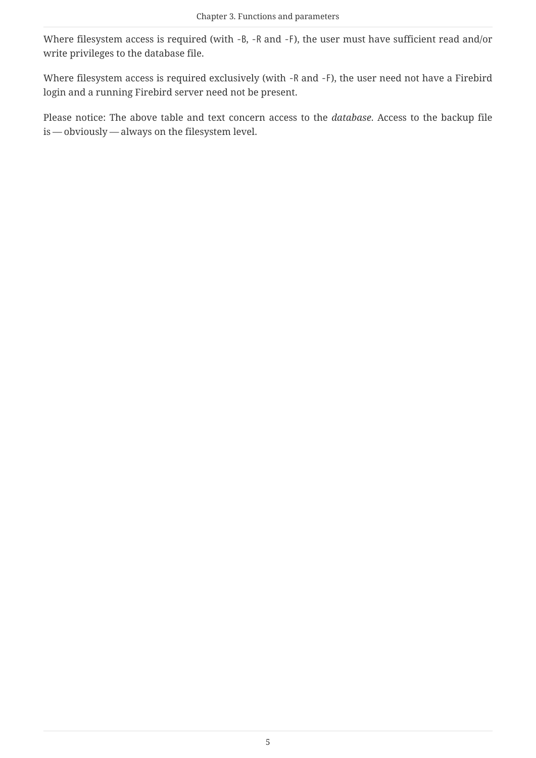Where filesystem access is required (with `-B`, `-R` and `-F`), the user must have sufficient read and/or write privileges to the database file.

Where filesystem access is required exclusively (with `-R` and `-F`), the user need not have a Firebird login and a running Firebird server need not be present.

Please notice: The above table and text concern access to the *database*. Access to the backup file is — obviously — always on the filesystem level.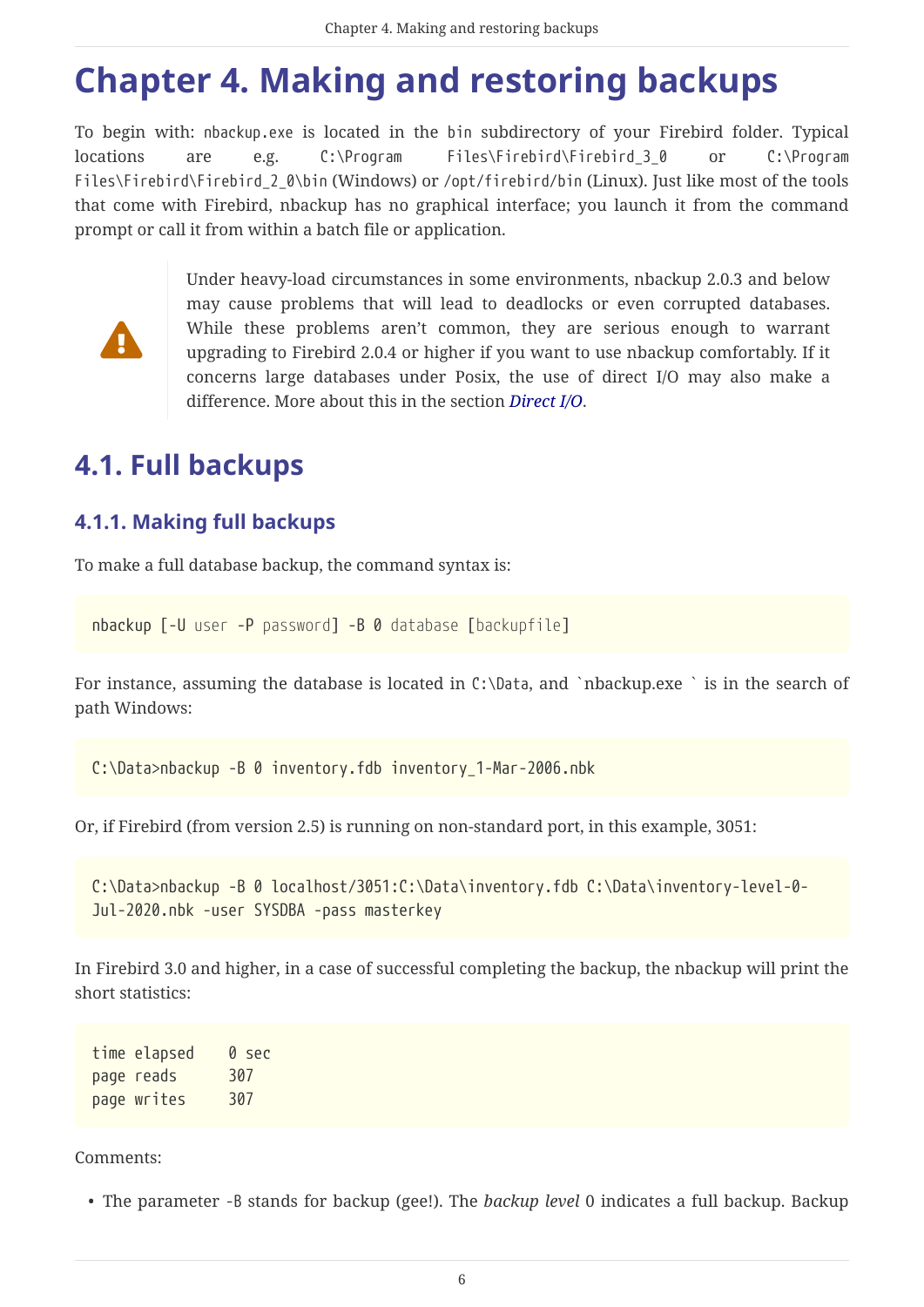# Chapter 4. Making and restoring backups

To begin with: `nbackup.exe` is located in the `bin` subdirectory of your Firebird folder. Typical locations are e.g. `C:\Program Files\Firebird\Firebird_3_0` or `C:\Program Files\Firebird\Firebird_2_0\bin` (Windows) or `/opt/firebird/bin` (Linux). Just like most of the tools that come with Firebird, nbackup has no graphical interface; you launch it from the command prompt or call it from within a batch file or application.

> Under heavy-load circumstances in some environments, nbackup 2.0.3 and below may cause problems that will lead to deadlocks or even corrupted databases. While these problems aren't common, they are serious enough to warrant upgrading to Firebird 2.0.4 or higher if you want to use nbackup comfortably. If it concerns large databases under Posix, the use of direct I/O may also make a difference. More about this in the section *Direct I/O*.

## 4.1. Full backups

### 4.1.1. Making full backups

To make a full database backup, the command syntax is:

```
nbackup [-U user -P password] -B 0 database [backupfile]
```

For instance, assuming the database is located in `C:\Data`, and `nbackup.exe ` is in the search of path Windows:

```
C:\Data>nbackup -B 0 inventory.fdb inventory_1-Mar-2006.nbk
```

Or, if Firebird (from version 2.5) is running on non-standard port, in this example, 3051:

```
C:\Data>nbackup -B 0 localhost/3051:C:\Data\inventory.fdb C:\Data\inventory-level-0-Jul-2020.nbk -user SYSDBA -pass masterkey
```

In Firebird 3.0 and higher, in a case of successful completing the backup, the nbackup will print the short statistics:

```
time elapsed    0 sec
page reads      307
page writes     307
```

Comments:

- The parameter `-B` stands for backup (gee!). The *backup level* 0 indicates a full backup. Backup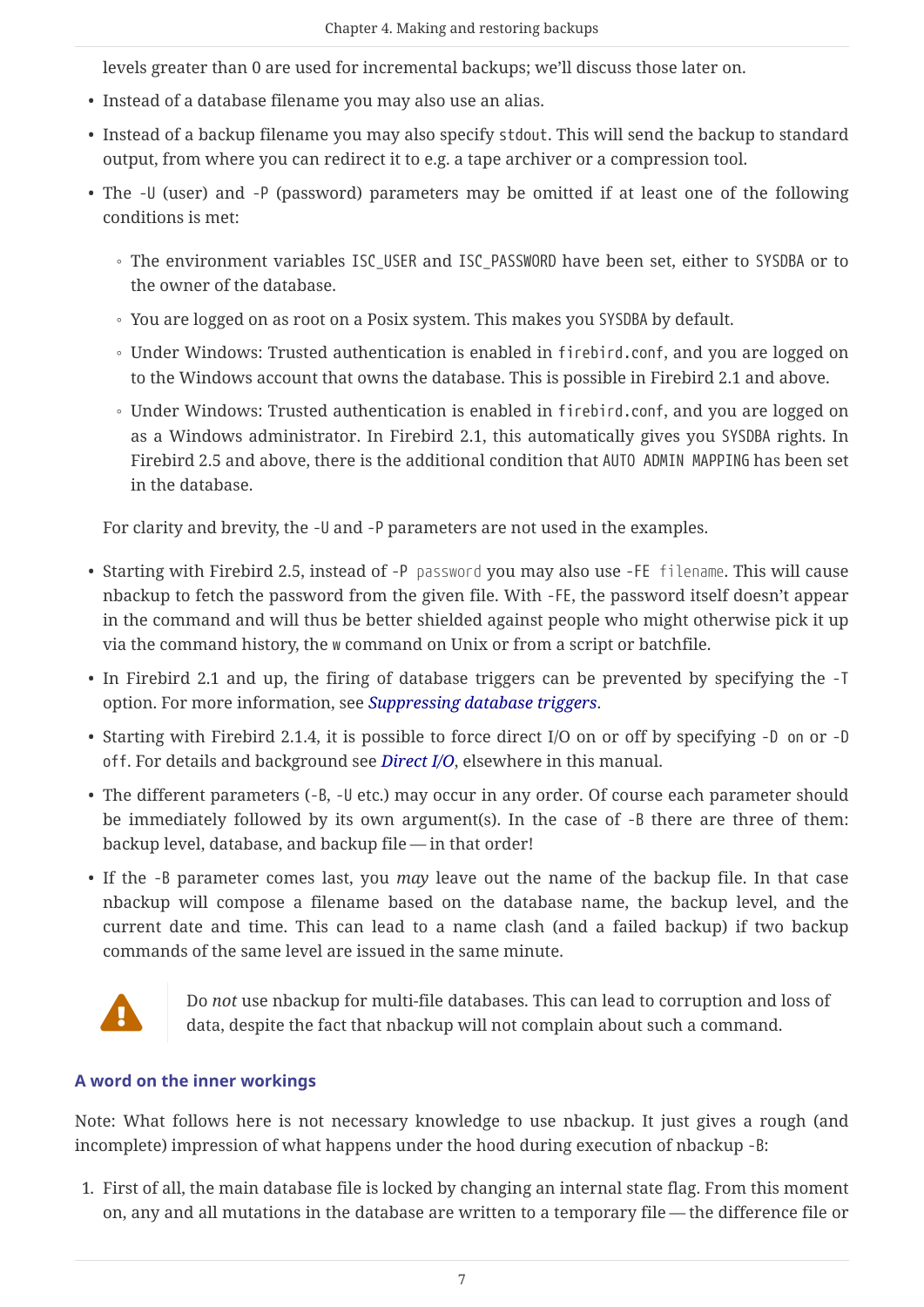levels greater than 0 are used for incremental backups; we'll discuss those later on.

- Instead of a database filename you may also use an alias.
- Instead of a backup filename you may also specify `stdout`. This will send the backup to standard output, from where you can redirect it to e.g. a tape archiver or a compression tool.
- The `-U` (user) and `-P` (password) parameters may be omitted if at least one of the following conditions is met:
    - The environment variables `ISC_USER` and `ISC_PASSWORD` have been set, either to `SYSDBA` or to the owner of the database.
    - You are logged on as root on a Posix system. This makes you `SYSDBA` by default.
    - Under Windows: Trusted authentication is enabled in `firebird.conf`, and you are logged on to the Windows account that owns the database. This is possible in Firebird 2.1 and above.
    - Under Windows: Trusted authentication is enabled in `firebird.conf`, and you are logged on as a Windows administrator. In Firebird 2.1, this automatically gives you `SYSDBA` rights. In Firebird 2.5 and above, there is the additional condition that `AUTO ADMIN MAPPING` has been set in the database.

  For clarity and brevity, the `-U` and `-P` parameters are not used in the examples.

- Starting with Firebird 2.5, instead of `-P password` you may also use `-FE filename`. This will cause nbackup to fetch the password from the given file. With `-FE`, the password itself doesn't appear in the command and will thus be better shielded against people who might otherwise pick it up via the command history, the `w` command on Unix or from a script or batchfile.
- In Firebird 2.1 and up, the firing of database triggers can be prevented by specifying the `-T` option. For more information, see *Suppressing database triggers*.
- Starting with Firebird 2.1.4, it is possible to force direct I/O on or off by specifying `-D on` or `-D off`. For details and background see *Direct I/O*, elsewhere in this manual.
- The different parameters (`-B`, `-U` etc.) may occur in any order. Of course each parameter should be immediately followed by its own argument(s). In the case of `-B` there are three of them: backup level, database, and backup file — in that order!
- If the `-B` parameter comes last, you *may* leave out the name of the backup file. In that case nbackup will compose a filename based on the database name, the backup level, and the current date and time. This can lead to a name clash (and a failed backup) if two backup commands of the same level are issued in the same minute.

> ⚠ Do *not* use nbackup for multi-file databases. This can lead to corruption and loss of data, despite the fact that nbackup will not complain about such a command.

#### A word on the inner workings

Note: What follows here is not necessary knowledge to use nbackup. It just gives a rough (and incomplete) impression of what happens under the hood during execution of nbackup `-B`:

1. First of all, the main database file is locked by changing an internal state flag. From this moment on, any and all mutations in the database are written to a temporary file — the difference file or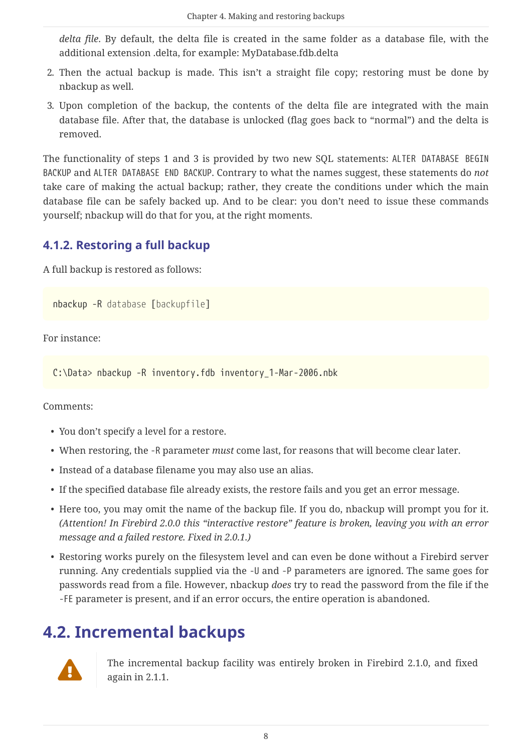*delta file*. By default, the delta file is created in the same folder as a database file, with the additional extension .delta, for example: MyDatabase.fdb.delta

2. Then the actual backup is made. This isn't a straight file copy; restoring must be done by nbackup as well.
3. Upon completion of the backup, the contents of the delta file are integrated with the main database file. After that, the database is unlocked (flag goes back to "normal") and the delta is removed.

The functionality of steps 1 and 3 is provided by two new SQL statements: `ALTER DATABASE BEGIN BACKUP` and `ALTER DATABASE END BACKUP`. Contrary to what the names suggest, these statements do *not* take care of making the actual backup; rather, they create the conditions under which the main database file can be safely backed up. And to be clear: you don't need to issue these commands yourself; nbackup will do that for you, at the right moments.

### 4.1.2. Restoring a full backup

A full backup is restored as follows:

```
nbackup -R database [backupfile]
```

For instance:

```
C:\Data> nbackup -R inventory.fdb inventory_1-Mar-2006.nbk
```

Comments:

- You don't specify a level for a restore.
- When restoring, the `-R` parameter *must* come last, for reasons that will become clear later.
- Instead of a database filename you may also use an alias.
- If the specified database file already exists, the restore fails and you get an error message.
- Here too, you may omit the name of the backup file. If you do, nbackup will prompt you for it. *(Attention! In Firebird 2.0.0 this "interactive restore" feature is broken, leaving you with an error message and a failed restore. Fixed in 2.0.1.)*
- Restoring works purely on the filesystem level and can even be done without a Firebird server running. Any credentials supplied via the `-U` and `-P` parameters are ignored. The same goes for passwords read from a file. However, nbackup *does* try to read the password from the file if the `-FE` parameter is present, and if an error occurs, the entire operation is abandoned.

## 4.2. Incremental backups

> The incremental backup facility was entirely broken in Firebird 2.1.0, and fixed again in 2.1.1.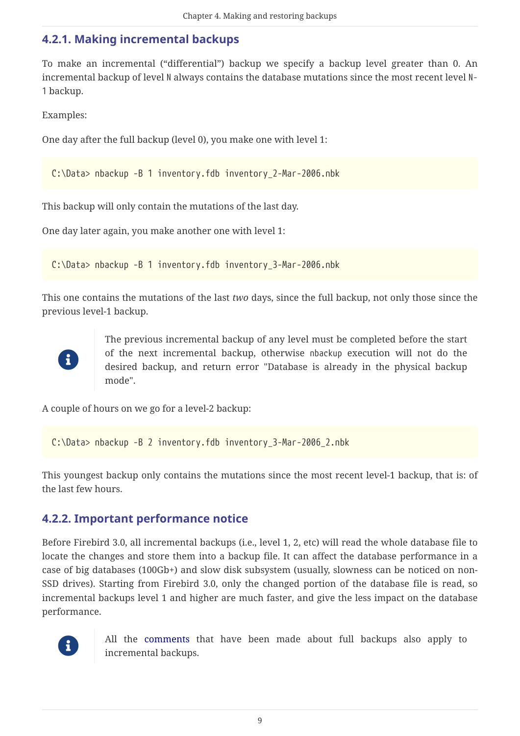### 4.2.1. Making incremental backups

To make an incremental ("differential") backup we specify a backup level greater than 0. An incremental backup of level `N` always contains the database mutations since the most recent level `N-1` backup.

Examples:

One day after the full backup (level 0), you make one with level 1:

```
C:\Data> nbackup -B 1 inventory.fdb inventory_2-Mar-2006.nbk
```

This backup will only contain the mutations of the last day.

One day later again, you make another one with level 1:

```
C:\Data> nbackup -B 1 inventory.fdb inventory_3-Mar-2006.nbk
```

This one contains the mutations of the last *two* days, since the full backup, not only those since the previous level-1 backup.

> The previous incremental backup of any level must be completed before the start of the next incremental backup, otherwise `nbackup` execution will not do the desired backup, and return error "Database is already in the physical backup mode".

A couple of hours on we go for a level-2 backup:

```
C:\Data> nbackup -B 2 inventory.fdb inventory_3-Mar-2006_2.nbk
```

This youngest backup only contains the mutations since the most recent level-1 backup, that is: of the last few hours.

### 4.2.2. Important performance notice

Before Firebird 3.0, all incremental backups (i.e., level 1, 2, etc) will read the whole database file to locate the changes and store them into a backup file. It can affect the database performance in a case of big databases (100Gb+) and slow disk subsystem (usually, slowness can be noticed on non-SSD drives). Starting from Firebird 3.0, only the changed portion of the database file is read, so incremental backups level 1 and higher are much faster, and give the less impact on the database performance.

> All the comments that have been made about full backups also apply to incremental backups.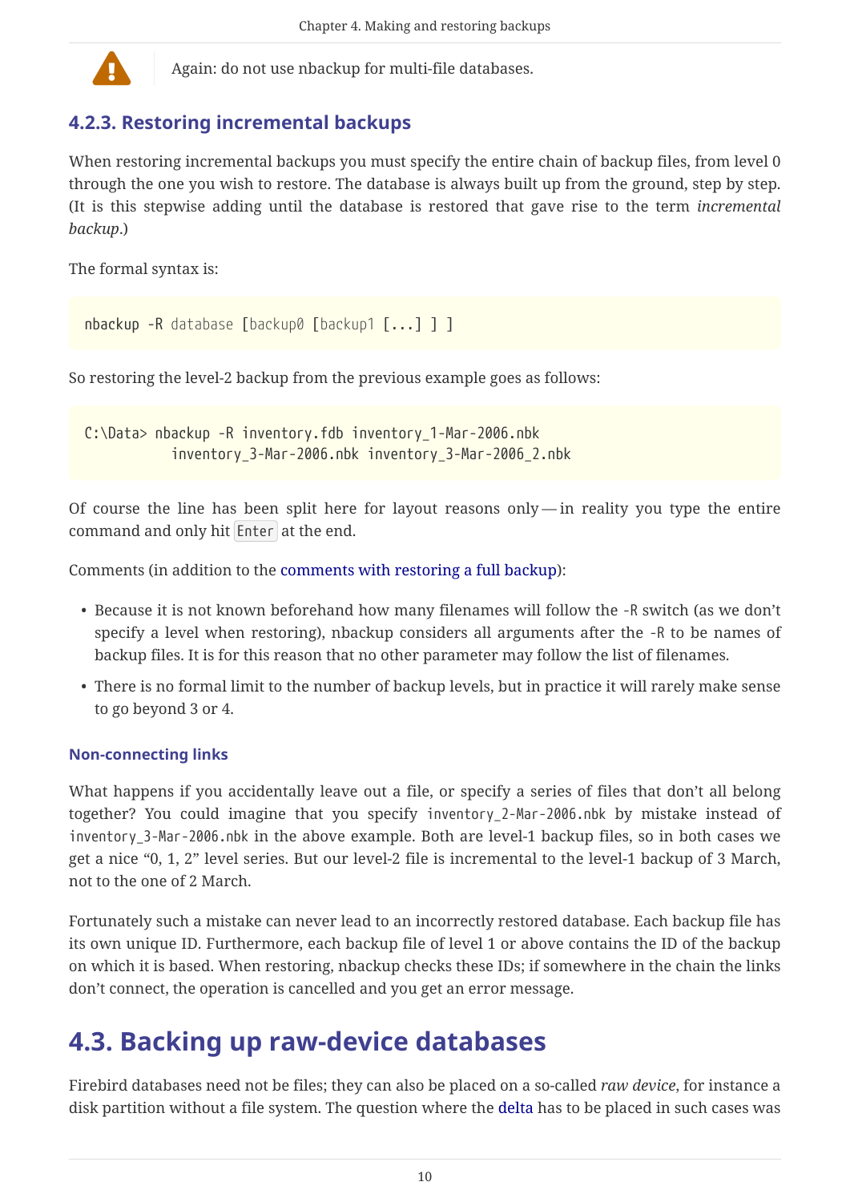Again: do not use nbackup for multi-file databases.

### 4.2.3. Restoring incremental backups

When restoring incremental backups you must specify the entire chain of backup files, from level 0 through the one you wish to restore. The database is always built up from the ground, step by step. (It is this stepwise adding until the database is restored that gave rise to the term *incremental backup*.)

The formal syntax is:

```
nbackup -R database [backup0 [backup1 [...] ] ]
```

So restoring the level-2 backup from the previous example goes as follows:

```
C:\Data> nbackup -R inventory.fdb inventory_1-Mar-2006.nbk
           inventory_3-Mar-2006.nbk inventory_3-Mar-2006_2.nbk
```

Of course the line has been split here for layout reasons only — in reality you type the entire command and only hit `Enter` at the end.

Comments (in addition to the comments with restoring a full backup):

- Because it is not known beforehand how many filenames will follow the `-R` switch (as we don't specify a level when restoring), nbackup considers all arguments after the `-R` to be names of backup files. It is for this reason that no other parameter may follow the list of filenames.
- There is no formal limit to the number of backup levels, but in practice it will rarely make sense to go beyond 3 or 4.

#### Non-connecting links

What happens if you accidentally leave out a file, or specify a series of files that don't all belong together? You could imagine that you specify `inventory_2-Mar-2006.nbk` by mistake instead of `inventory_3-Mar-2006.nbk` in the above example. Both are level-1 backup files, so in both cases we get a nice "0, 1, 2" level series. But our level-2 file is incremental to the level-1 backup of 3 March, not to the one of 2 March.

Fortunately such a mistake can never lead to an incorrectly restored database. Each backup file has its own unique ID. Furthermore, each backup file of level 1 or above contains the ID of the backup on which it is based. When restoring, nbackup checks these IDs; if somewhere in the chain the links don't connect, the operation is cancelled and you get an error message.

## 4.3. Backing up raw-device databases

Firebird databases need not be files; they can also be placed on a so-called *raw device*, for instance a disk partition without a file system. The question where the delta has to be placed in such cases was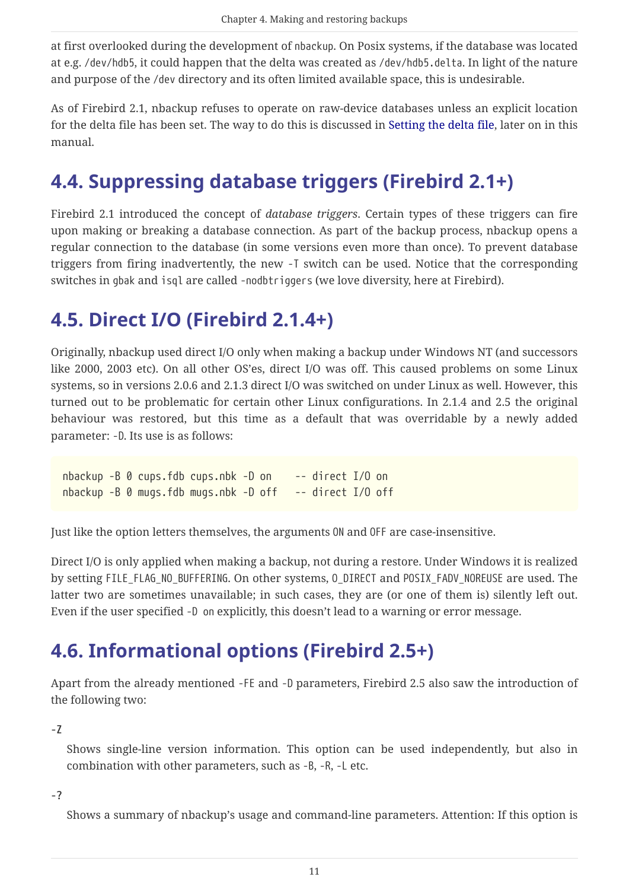at first overlooked during the development of `nbackup`. On Posix systems, if the database was located at e.g. `/dev/hdb5`, it could happen that the delta was created as `/dev/hdb5.delta`. In light of the nature and purpose of the `/dev` directory and its often limited available space, this is undesirable.

As of Firebird 2.1, nbackup refuses to operate on raw-device databases unless an explicit location for the delta file has been set. The way to do this is discussed in Setting the delta file, later on in this manual.

## 4.4. Suppressing database triggers (Firebird 2.1+)

Firebird 2.1 introduced the concept of *database triggers*. Certain types of these triggers can fire upon making or breaking a database connection. As part of the backup process, nbackup opens a regular connection to the database (in some versions even more than once). To prevent database triggers from firing inadvertently, the new `-T` switch can be used. Notice that the corresponding switches in `gbak` and `isql` are called `-nodbtriggers` (we love diversity, here at Firebird).

## 4.5. Direct I/O (Firebird 2.1.4+)

Originally, nbackup used direct I/O only when making a backup under Windows NT (and successors like 2000, 2003 etc). On all other OS'es, direct I/O was off. This caused problems on some Linux systems, so in versions 2.0.6 and 2.1.3 direct I/O was switched on under Linux as well. However, this turned out to be problematic for certain other Linux configurations. In 2.1.4 and 2.5 the original behaviour was restored, but this time as a default that was overridable by a newly added parameter: `-D`. Its use is as follows:

```
nbackup -B 0 cups.fdb cups.nbk -D on    -- direct I/O on
nbackup -B 0 mugs.fdb mugs.nbk -D off   -- direct I/O off
```

Just like the option letters themselves, the arguments `ON` and `OFF` are case-insensitive.

Direct I/O is only applied when making a backup, not during a restore. Under Windows it is realized by setting `FILE_FLAG_NO_BUFFERING`. On other systems, `O_DIRECT` and `POSIX_FADV_NOREUSE` are used. The latter two are sometimes unavailable; in such cases, they are (or one of them is) silently left out. Even if the user specified `-D on` explicitly, this doesn't lead to a warning or error message.

## 4.6. Informational options (Firebird 2.5+)

Apart from the already mentioned `-FE` and `-D` parameters, Firebird 2.5 also saw the introduction of the following two:

**-Z**

Shows single-line version information. This option can be used independently, but also in combination with other parameters, such as `-B`, `-R`, `-L` etc.

**-?**

Shows a summary of nbackup's usage and command-line parameters. Attention: If this option is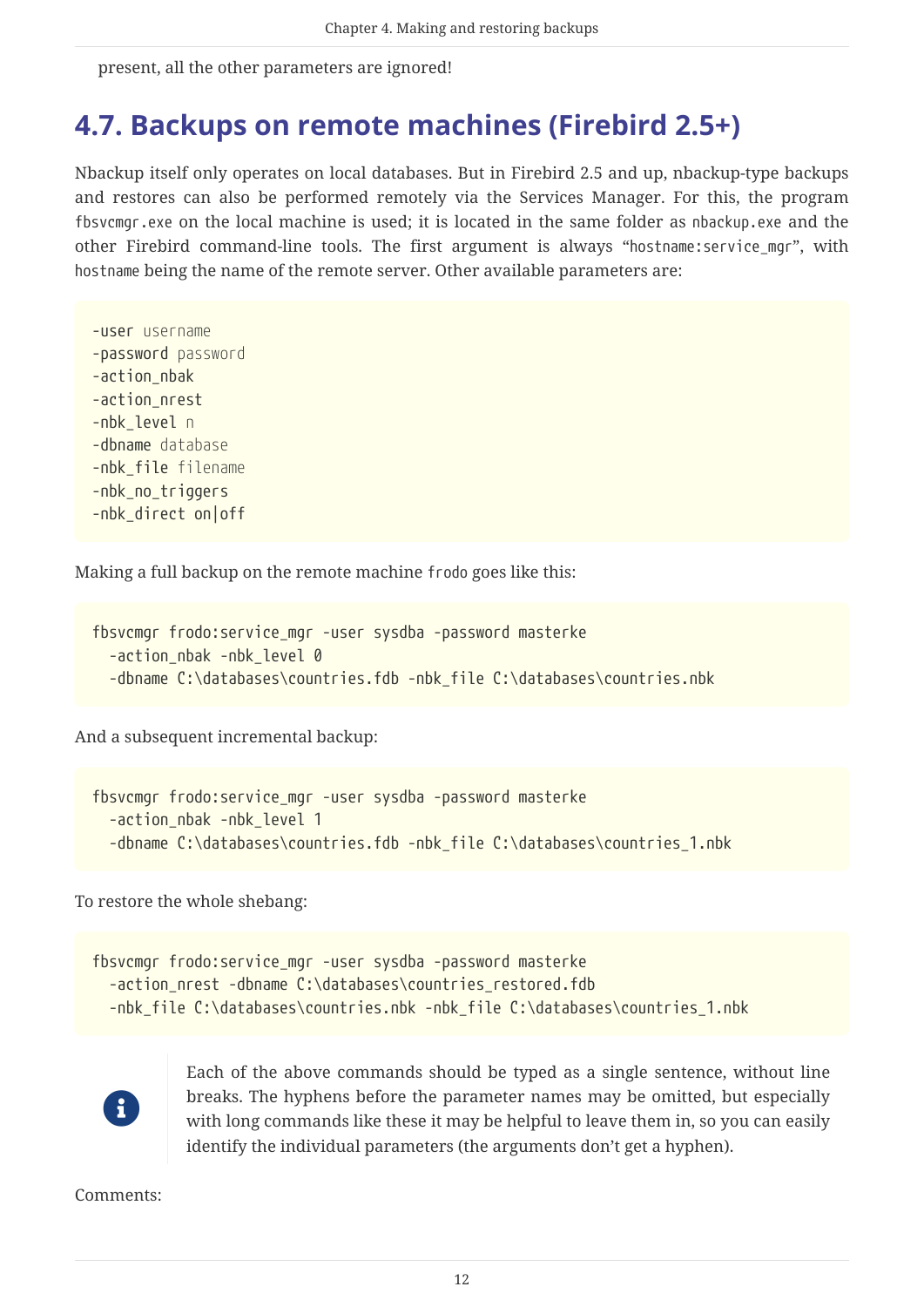present, all the other parameters are ignored!

## 4.7. Backups on remote machines (Firebird 2.5+)

Nbackup itself only operates on local databases. But in Firebird 2.5 and up, nbackup-type backups and restores can also be performed remotely via the Services Manager. For this, the program `fbsvcmgr.exe` on the local machine is used; it is located in the same folder as `nbackup.exe` and the other Firebird command-line tools. The first argument is always "`hostname:service_mgr`", with `hostname` being the name of the remote server. Other available parameters are:

```
-user username
-password password
-action_nbak
-action_nrest
-nbk_level n
-dbname database
-nbk_file filename
-nbk_no_triggers
-nbk_direct on|off
```

Making a full backup on the remote machine `frodo` goes like this:

```
fbsvcmgr frodo:service_mgr -user sysdba -password masterke
  -action_nbak -nbk_level 0
  -dbname C:\databases\countries.fdb -nbk_file C:\databases\countries.nbk
```

And a subsequent incremental backup:

```
fbsvcmgr frodo:service_mgr -user sysdba -password masterke
  -action_nbak -nbk_level 1
  -dbname C:\databases\countries.fdb -nbk_file C:\databases\countries_1.nbk
```

To restore the whole shebang:

```
fbsvcmgr frodo:service_mgr -user sysdba -password masterke
  -action_nrest -dbname C:\databases\countries_restored.fdb
  -nbk_file C:\databases\countries.nbk -nbk_file C:\databases\countries_1.nbk
```

> Each of the above commands should be typed as a single sentence, without line breaks. The hyphens before the parameter names may be omitted, but especially with long commands like these it may be helpful to leave them in, so you can easily identify the individual parameters (the arguments don't get a hyphen).

Comments: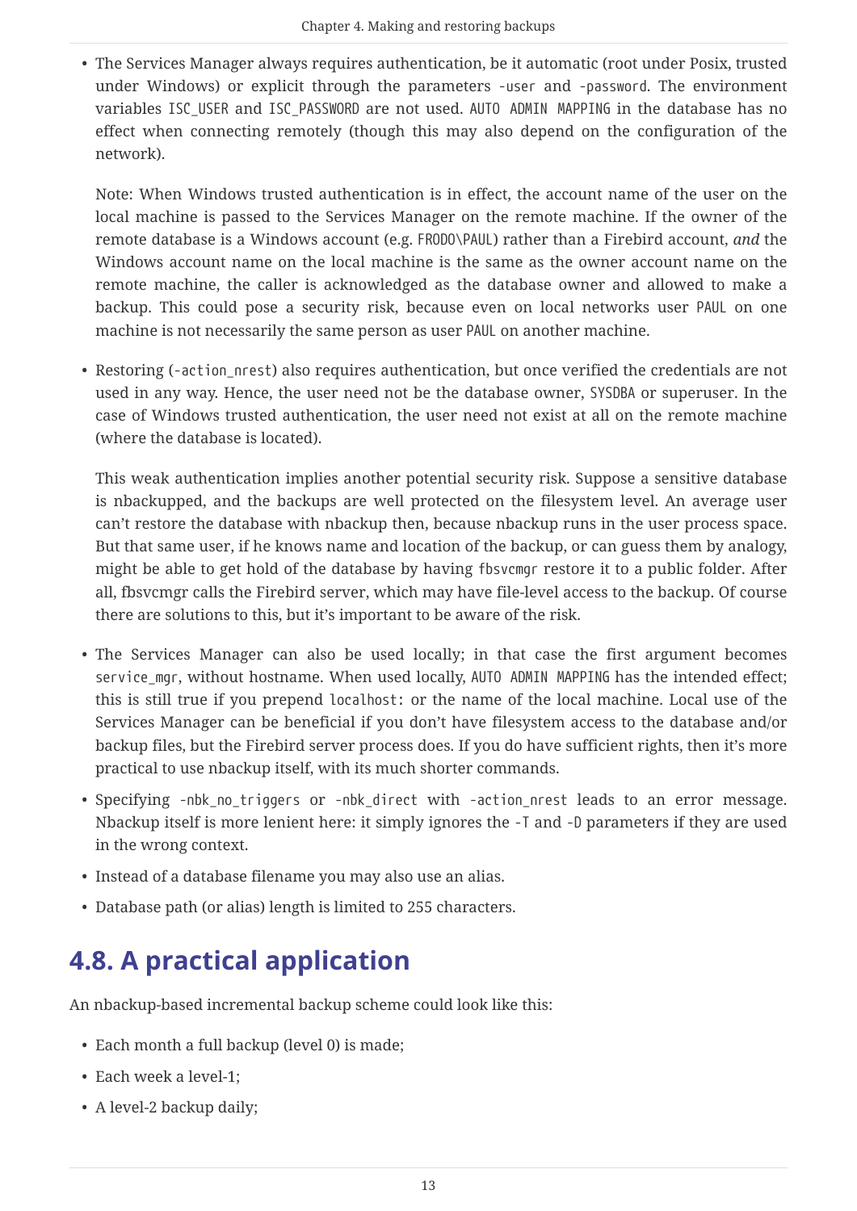- The Services Manager always requires authentication, be it automatic (root under Posix, trusted under Windows) or explicit through the parameters `-user` and `-password`. The environment variables `ISC_USER` and `ISC_PASSWORD` are not used. `AUTO ADMIN MAPPING` in the database has no effect when connecting remotely (though this may also depend on the configuration of the network).

  Note: When Windows trusted authentication is in effect, the account name of the user on the local machine is passed to the Services Manager on the remote machine. If the owner of the remote database is a Windows account (e.g. `FRODO\PAUL`) rather than a Firebird account, *and* the Windows account name on the local machine is the same as the owner account name on the remote machine, the caller is acknowledged as the database owner and allowed to make a backup. This could pose a security risk, because even on local networks user `PAUL` on one machine is not necessarily the same person as user `PAUL` on another machine.

- Restoring (`-action_nrest`) also requires authentication, but once verified the credentials are not used in any way. Hence, the user need not be the database owner, `SYSDBA` or superuser. In the case of Windows trusted authentication, the user need not exist at all on the remote machine (where the database is located).

  This weak authentication implies another potential security risk. Suppose a sensitive database is nbackupped, and the backups are well protected on the filesystem level. An average user can't restore the database with nbackup then, because nbackup runs in the user process space. But that same user, if he knows name and location of the backup, or can guess them by analogy, might be able to get hold of the database by having `fbsvcmgr` restore it to a public folder. After all, fbsvcmgr calls the Firebird server, which may have file-level access to the backup. Of course there are solutions to this, but it's important to be aware of the risk.

- The Services Manager can also be used locally; in that case the first argument becomes `service_mgr`, without hostname. When used locally, `AUTO ADMIN MAPPING` has the intended effect; this is still true if you prepend `localhost:` or the name of the local machine. Local use of the Services Manager can be beneficial if you don't have filesystem access to the database and/or backup files, but the Firebird server process does. If you do have sufficient rights, then it's more practical to use nbackup itself, with its much shorter commands.

- Specifying `-nbk_no_triggers` or `-nbk_direct` with `-action_nrest` leads to an error message. Nbackup itself is more lenient here: it simply ignores the `-T` and `-D` parameters if they are used in the wrong context.

- Instead of a database filename you may also use an alias.

- Database path (or alias) length is limited to 255 characters.

## 4.8. A practical application

An nbackup-based incremental backup scheme could look like this:

- Each month a full backup (level 0) is made;
- Each week a level-1;
- A level-2 backup daily;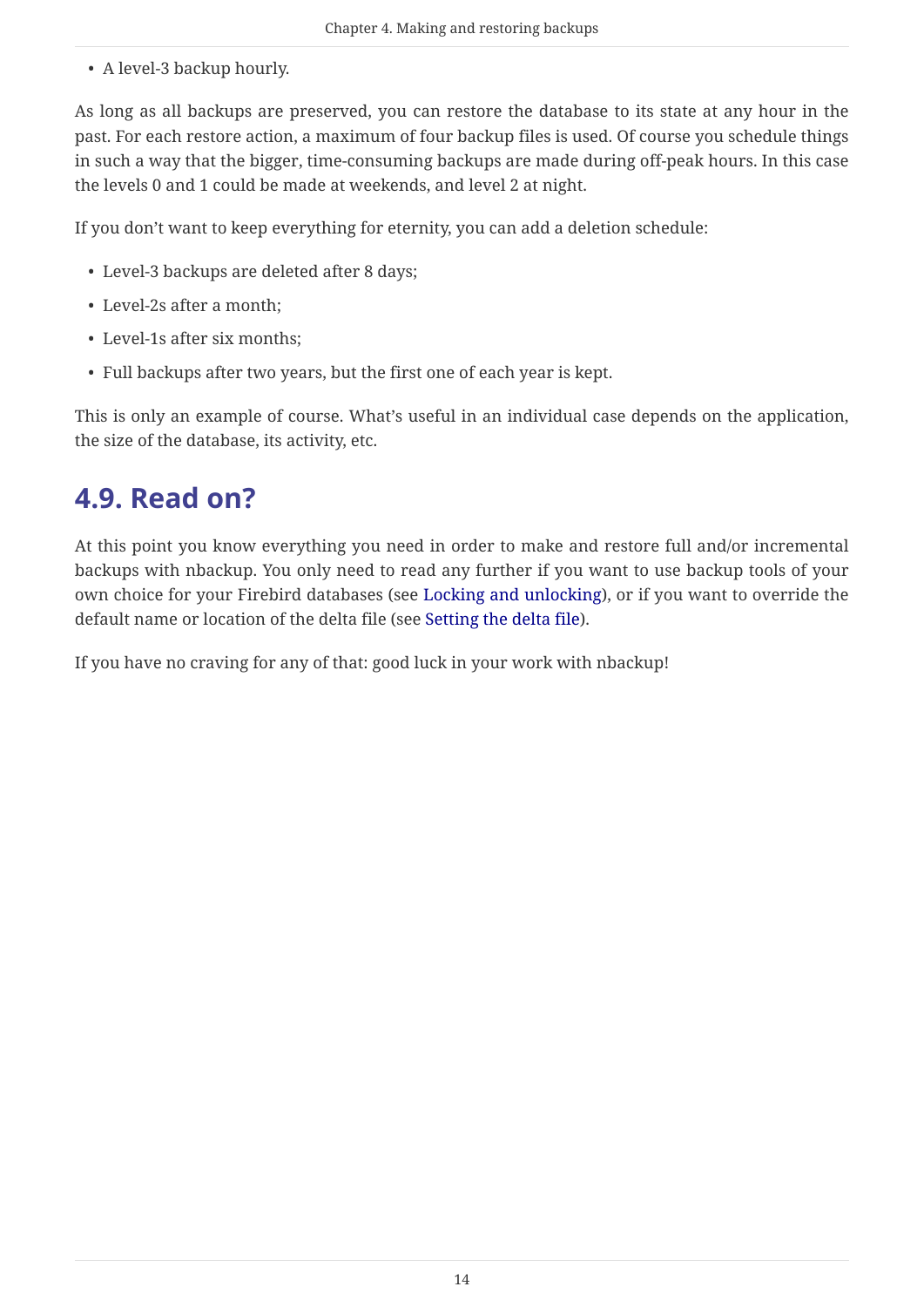- A level-3 backup hourly.

As long as all backups are preserved, you can restore the database to its state at any hour in the past. For each restore action, a maximum of four backup files is used. Of course you schedule things in such a way that the bigger, time-consuming backups are made during off-peak hours. In this case the levels 0 and 1 could be made at weekends, and level 2 at night.

If you don't want to keep everything for eternity, you can add a deletion schedule:

- Level-3 backups are deleted after 8 days;
- Level-2s after a month;
- Level-1s after six months;
- Full backups after two years, but the first one of each year is kept.

This is only an example of course. What's useful in an individual case depends on the application, the size of the database, its activity, etc.

## 4.9. Read on?

At this point you know everything you need in order to make and restore full and/or incremental backups with nbackup. You only need to read any further if you want to use backup tools of your own choice for your Firebird databases (see Locking and unlocking), or if you want to override the default name or location of the delta file (see Setting the delta file).

If you have no craving for any of that: good luck in your work with nbackup!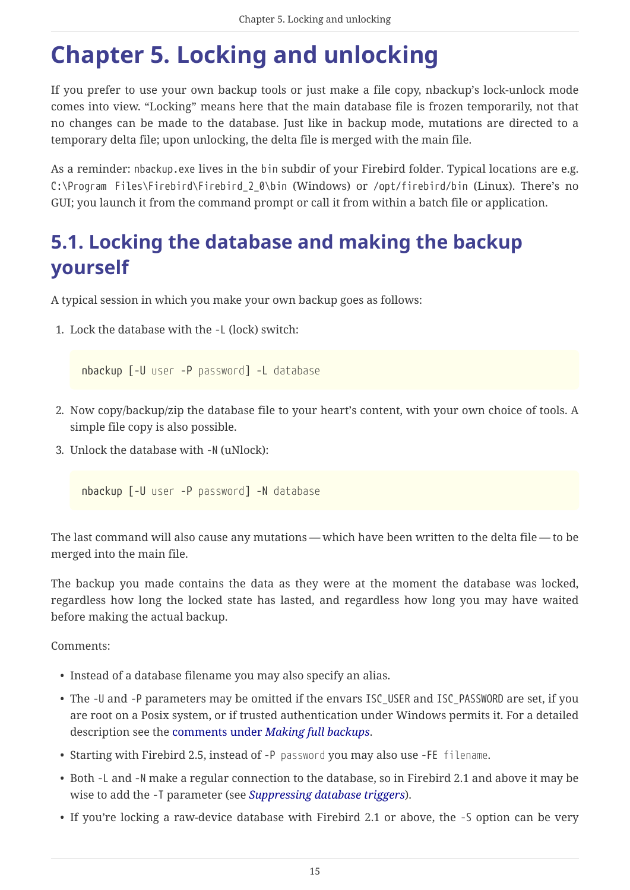# Chapter 5. Locking and unlocking

If you prefer to use your own backup tools or just make a file copy, nbackup's lock-unlock mode comes into view. "Locking" means here that the main database file is frozen temporarily, not that no changes can be made to the database. Just like in backup mode, mutations are directed to a temporary delta file; upon unlocking, the delta file is merged with the main file.

As a reminder: `nbackup.exe` lives in the `bin` subdir of your Firebird folder. Typical locations are e.g. `C:\Program Files\Firebird\Firebird_2_0\bin` (Windows) or `/opt/firebird/bin` (Linux). There's no GUI; you launch it from the command prompt or call it from within a batch file or application.

## 5.1. Locking the database and making the backup yourself

A typical session in which you make your own backup goes as follows:

1. Lock the database with the `-L` (lock) switch:

   ```
   nbackup [-U user -P password] -L database
   ```

2. Now copy/backup/zip the database file to your heart's content, with your own choice of tools. A simple file copy is also possible.

3. Unlock the database with `-N` (uNlock):

   ```
   nbackup [-U user -P password] -N database
   ```

The last command will also cause any mutations — which have been written to the delta file — to be merged into the main file.

The backup you made contains the data as they were at the moment the database was locked, regardless how long the locked state has lasted, and regardless how long you may have waited before making the actual backup.

Comments:

- Instead of a database filename you may also specify an alias.
- The `-U` and `-P` parameters may be omitted if the envars `ISC_USER` and `ISC_PASSWORD` are set, if you are root on a Posix system, or if trusted authentication under Windows permits it. For a detailed description see the comments under *Making full backups*.
- Starting with Firebird 2.5, instead of `-P password` you may also use `-FE filename`.
- Both `-L` and `-N` make a regular connection to the database, so in Firebird 2.1 and above it may be wise to add the `-T` parameter (see *Suppressing database triggers*).
- If you're locking a raw-device database with Firebird 2.1 or above, the `-S` option can be very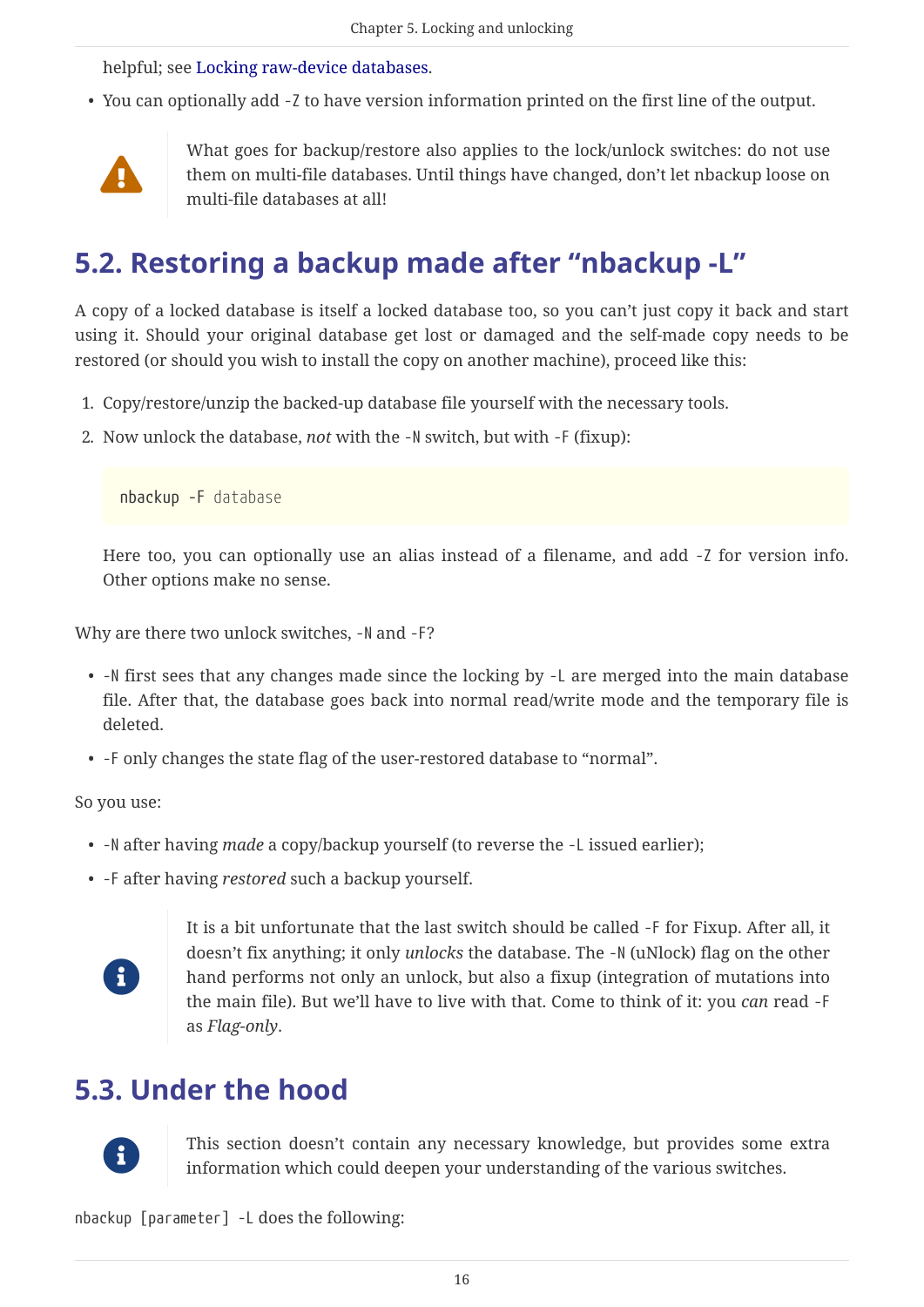helpful; see Locking raw-device databases.

- You can optionally add `-Z` to have version information printed on the first line of the output.

> What goes for backup/restore also applies to the lock/unlock switches: do not use them on multi-file databases. Until things have changed, don't let nbackup loose on multi-file databases at all!

## 5.2. Restoring a backup made after "nbackup -L"

A copy of a locked database is itself a locked database too, so you can't just copy it back and start using it. Should your original database get lost or damaged and the self-made copy needs to be restored (or should you wish to install the copy on another machine), proceed like this:

1. Copy/restore/unzip the backed-up database file yourself with the necessary tools.
2. Now unlock the database, *not* with the `-N` switch, but with `-F` (fixup):

   ```
   nbackup -F database
   ```

   Here too, you can optionally use an alias instead of a filename, and add `-Z` for version info. Other options make no sense.

Why are there two unlock switches, `-N` and `-F`?

- `-N` first sees that any changes made since the locking by `-L` are merged into the main database file. After that, the database goes back into normal read/write mode and the temporary file is deleted.
- `-F` only changes the state flag of the user-restored database to "normal".

So you use:

- `-N` after having *made* a copy/backup yourself (to reverse the `-L` issued earlier);
- `-F` after having *restored* such a backup yourself.

> It is a bit unfortunate that the last switch should be called `-F` for Fixup. After all, it doesn't fix anything; it only *unlocks* the database. The `-N` (uNlock) flag on the other hand performs not only an unlock, but also a fixup (integration of mutations into the main file). But we'll have to live with that. Come to think of it: you *can* read `-F` as *Flag-only*.

## 5.3. Under the hood

> This section doesn't contain any necessary knowledge, but provides some extra information which could deepen your understanding of the various switches.

`nbackup [parameter] -L` does the following: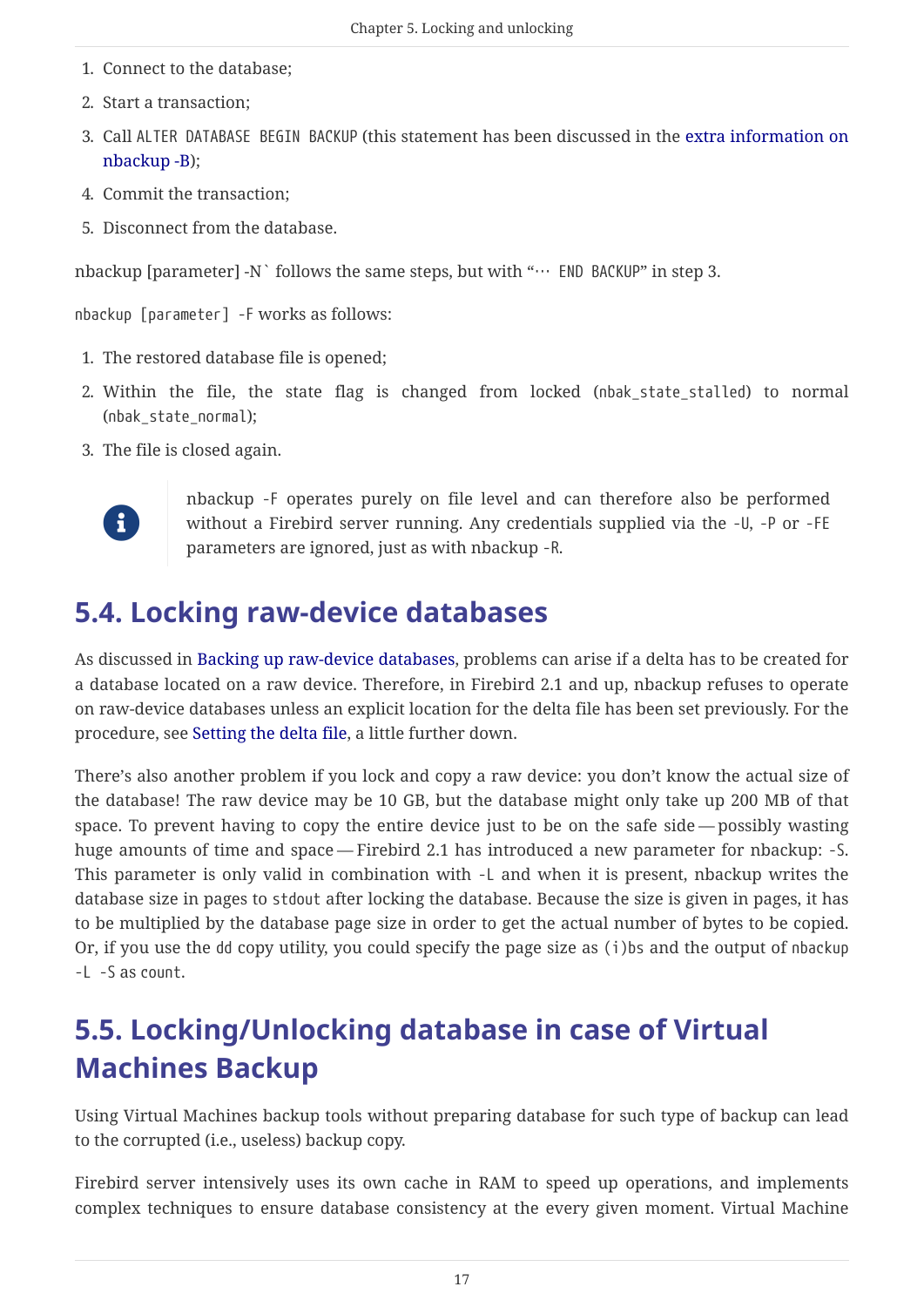1. Connect to the database;
2. Start a transaction;
3. Call `ALTER DATABASE BEGIN BACKUP` (this statement has been discussed in the extra information on nbackup -B);
4. Commit the transaction;
5. Disconnect from the database.

nbackup [parameter] -N` follows the same steps, but with "… `END BACKUP`" in step 3.

`nbackup [parameter] -F` works as follows:

1. The restored database file is opened;
2. Within the file, the state flag is changed from locked (`nbak_state_stalled`) to normal (`nbak_state_normal`);
3. The file is closed again.

> nbackup `-F` operates purely on file level and can therefore also be performed without a Firebird server running. Any credentials supplied via the `-U`, `-P` or `-FE` parameters are ignored, just as with nbackup `-R`.

## 5.4. Locking raw-device databases

As discussed in Backing up raw-device databases, problems can arise if a delta has to be created for a database located on a raw device. Therefore, in Firebird 2.1 and up, nbackup refuses to operate on raw-device databases unless an explicit location for the delta file has been set previously. For the procedure, see Setting the delta file, a little further down.

There's also another problem if you lock and copy a raw device: you don't know the actual size of the database! The raw device may be 10 GB, but the database might only take up 200 MB of that space. To prevent having to copy the entire device just to be on the safe side — possibly wasting huge amounts of time and space — Firebird 2.1 has introduced a new parameter for nbackup: `-S`. This parameter is only valid in combination with `-L` and when it is present, nbackup writes the database size in pages to `stdout` after locking the database. Because the size is given in pages, it has to be multiplied by the database page size in order to get the actual number of bytes to be copied. Or, if you use the `dd` copy utility, you could specify the page size as `(i)bs` and the output of `nbackup -L -S` as `count`.

## 5.5. Locking/Unlocking database in case of Virtual Machines Backup

Using Virtual Machines backup tools without preparing database for such type of backup can lead to the corrupted (i.e., useless) backup copy.

Firebird server intensively uses its own cache in RAM to speed up operations, and implements complex techniques to ensure database consistency at the every given moment. Virtual Machine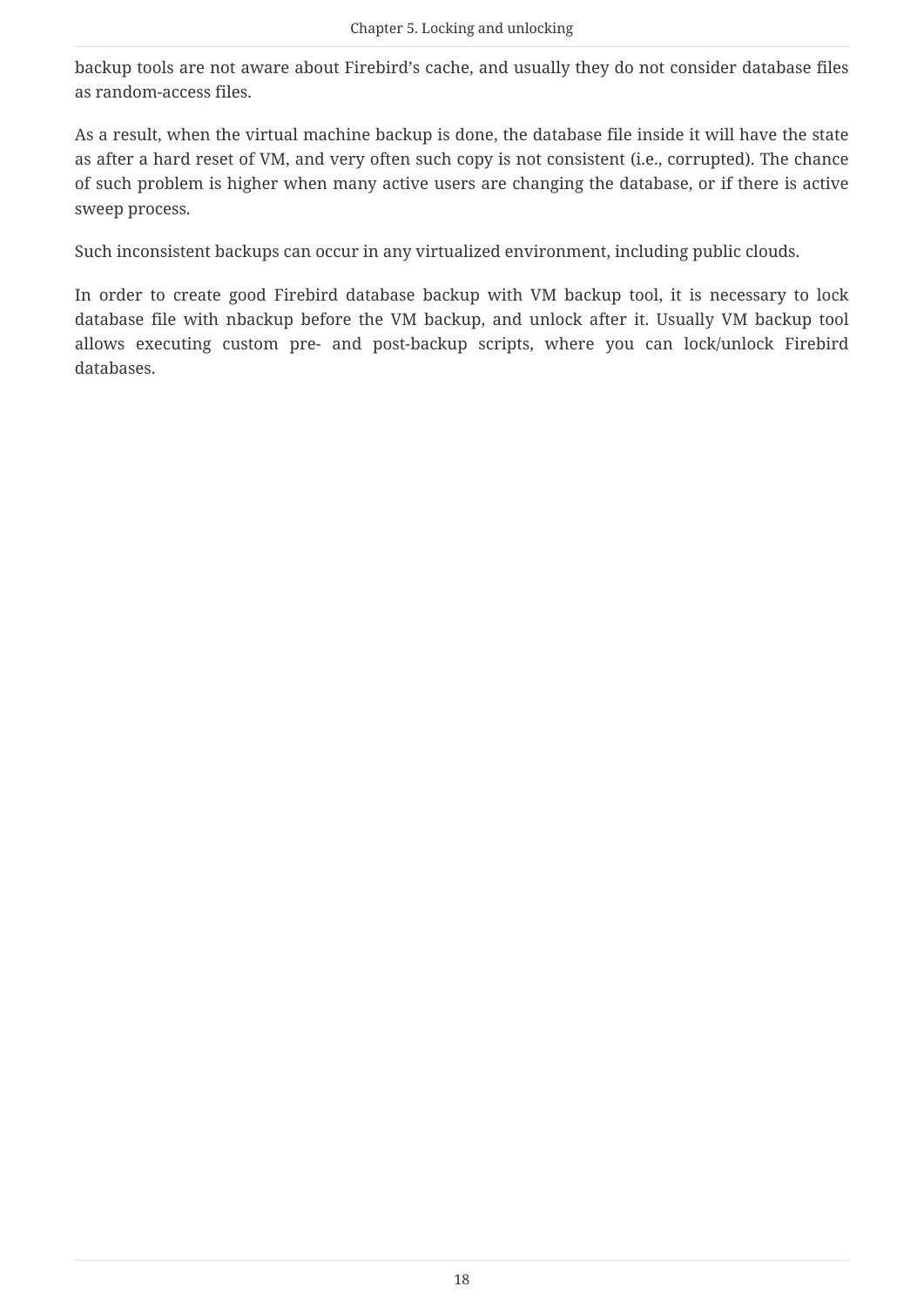backup tools are not aware about Firebird’s cache, and usually they do not consider database files as random-access files.

As a result, when the virtual machine backup is done, the database file inside it will have the state as after a hard reset of VM, and very often such copy is not consistent (i.e., corrupted). The chance of such problem is higher when many active users are changing the database, or if there is active sweep process.

Such inconsistent backups can occur in any virtualized environment, including public clouds.

In order to create good Firebird database backup with VM backup tool, it is necessary to lock database file with nbackup before the VM backup, and unlock after it. Usually VM backup tool allows executing custom pre- and post-backup scripts, where you can lock/unlock Firebird databases.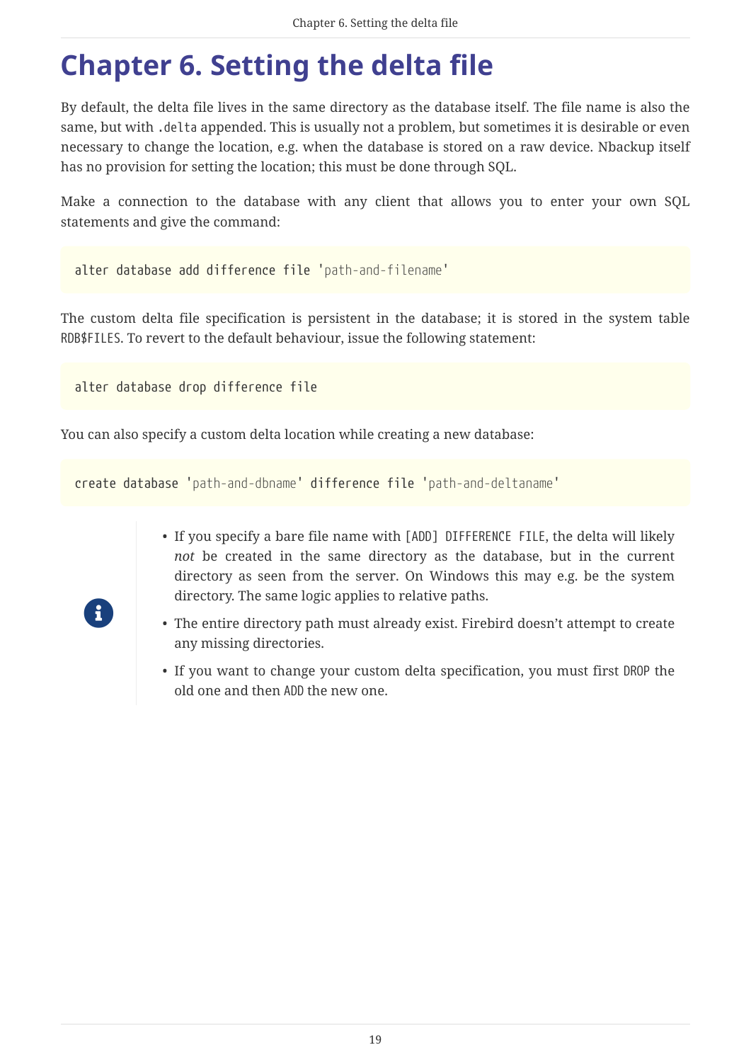# Chapter 6. Setting the delta file

By default, the delta file lives in the same directory as the database itself. The file name is also the same, but with `.delta` appended. This is usually not a problem, but sometimes it is desirable or even necessary to change the location, e.g. when the database is stored on a raw device. Nbackup itself has no provision for setting the location; this must be done through SQL.

Make a connection to the database with any client that allows you to enter your own SQL statements and give the command:

```
alter database add difference file 'path-and-filename'
```

The custom delta file specification is persistent in the database; it is stored in the system table `RDB$FILES`. To revert to the default behaviour, issue the following statement:

```
alter database drop difference file
```

You can also specify a custom delta location while creating a new database:

```
create database 'path-and-dbname' difference file 'path-and-deltaname'
```

- If you specify a bare file name with `[ADD] DIFFERENCE FILE`, the delta will likely *not* be created in the same directory as the database, but in the current directory as seen from the server. On Windows this may e.g. be the system directory. The same logic applies to relative paths.
- The entire directory path must already exist. Firebird doesn't attempt to create any missing directories.
- If you want to change your custom delta specification, you must first `DROP` the old one and then `ADD` the new one.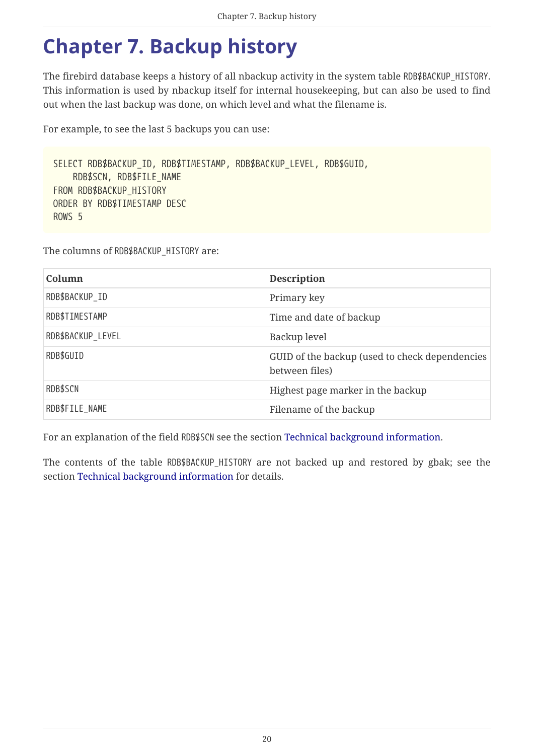# Chapter 7. Backup history

The firebird database keeps a history of all nbackup activity in the system table RDB$BACKUP_HISTORY. This information is used by nbackup itself for internal housekeeping, but can also be used to find out when the last backup was done, on which level and what the filename is.

For example, to see the last 5 backups you can use:

```
SELECT RDB$BACKUP_ID, RDB$TIMESTAMP, RDB$BACKUP_LEVEL, RDB$GUID,
    RDB$SCN, RDB$FILE_NAME
FROM RDB$BACKUP_HISTORY
ORDER BY RDB$TIMESTAMP DESC
ROWS 5
```

The columns of RDB$BACKUP_HISTORY are:

| Column | Description |
|---|---|
| RDB$BACKUP_ID | Primary key |
| RDB$TIMESTAMP | Time and date of backup |
| RDB$BACKUP_LEVEL | Backup level |
| RDB$GUID | GUID of the backup (used to check dependencies between files) |
| RDB$SCN | Highest page marker in the backup |
| RDB$FILE_NAME | Filename of the backup |

For an explanation of the field RDB$SCN see the section Technical background information.

The contents of the table RDB$BACKUP_HISTORY are not backed up and restored by gbak; see the section Technical background information for details.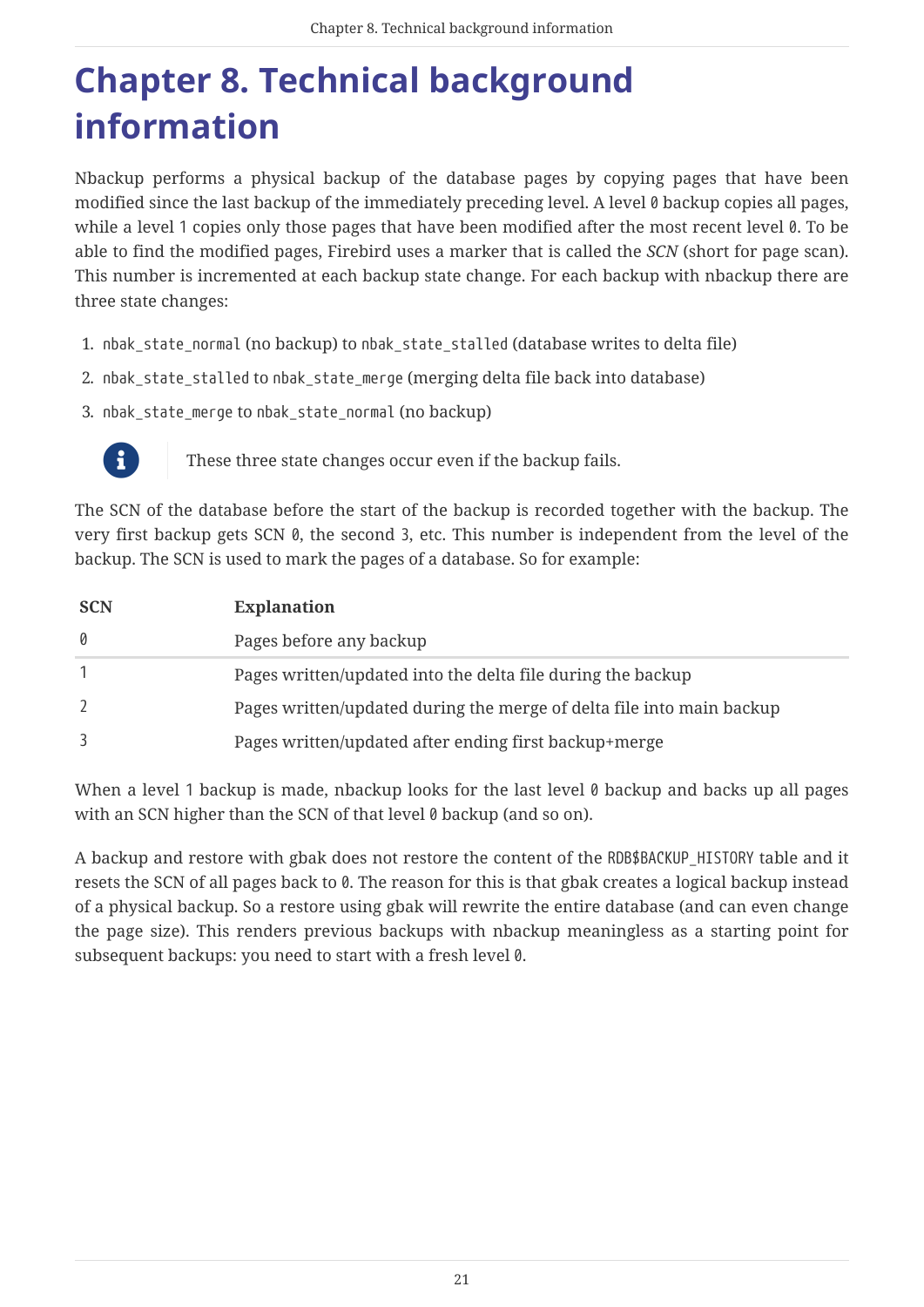# Chapter 8. Technical background information

Nbackup performs a physical backup of the database pages by copying pages that have been modified since the last backup of the immediately preceding level. A level `0` backup copies all pages, while a level `1` copies only those pages that have been modified after the most recent level `0`. To be able to find the modified pages, Firebird uses a marker that is called the *SCN* (short for page scan). This number is incremented at each backup state change. For each backup with nbackup there are three state changes:

1. `nbak_state_normal` (no backup) to `nbak_state_stalled` (database writes to delta file)
2. `nbak_state_stalled` to `nbak_state_merge` (merging delta file back into database)
3. `nbak_state_merge` to `nbak_state_normal` (no backup)

> These three state changes occur even if the backup fails.

The SCN of the database before the start of the backup is recorded together with the backup. The very first backup gets SCN `0`, the second `3`, etc. This number is independent from the level of the backup. The SCN is used to mark the pages of a database. So for example:

| SCN | Explanation |
| --- | --- |
| `0` | Pages before any backup |
| `1` | Pages written/updated into the delta file during the backup |
| `2` | Pages written/updated during the merge of delta file into main backup |
| `3` | Pages written/updated after ending first backup+merge |

When a level `1` backup is made, nbackup looks for the last level `0` backup and backs up all pages with an SCN higher than the SCN of that level `0` backup (and so on).

A backup and restore with gbak does not restore the content of the `RDB$BACKUP_HISTORY` table and it resets the SCN of all pages back to `0`. The reason for this is that gbak creates a logical backup instead of a physical backup. So a restore using gbak will rewrite the entire database (and can even change the page size). This renders previous backups with nbackup meaningless as a starting point for subsequent backups: you need to start with a fresh level `0`.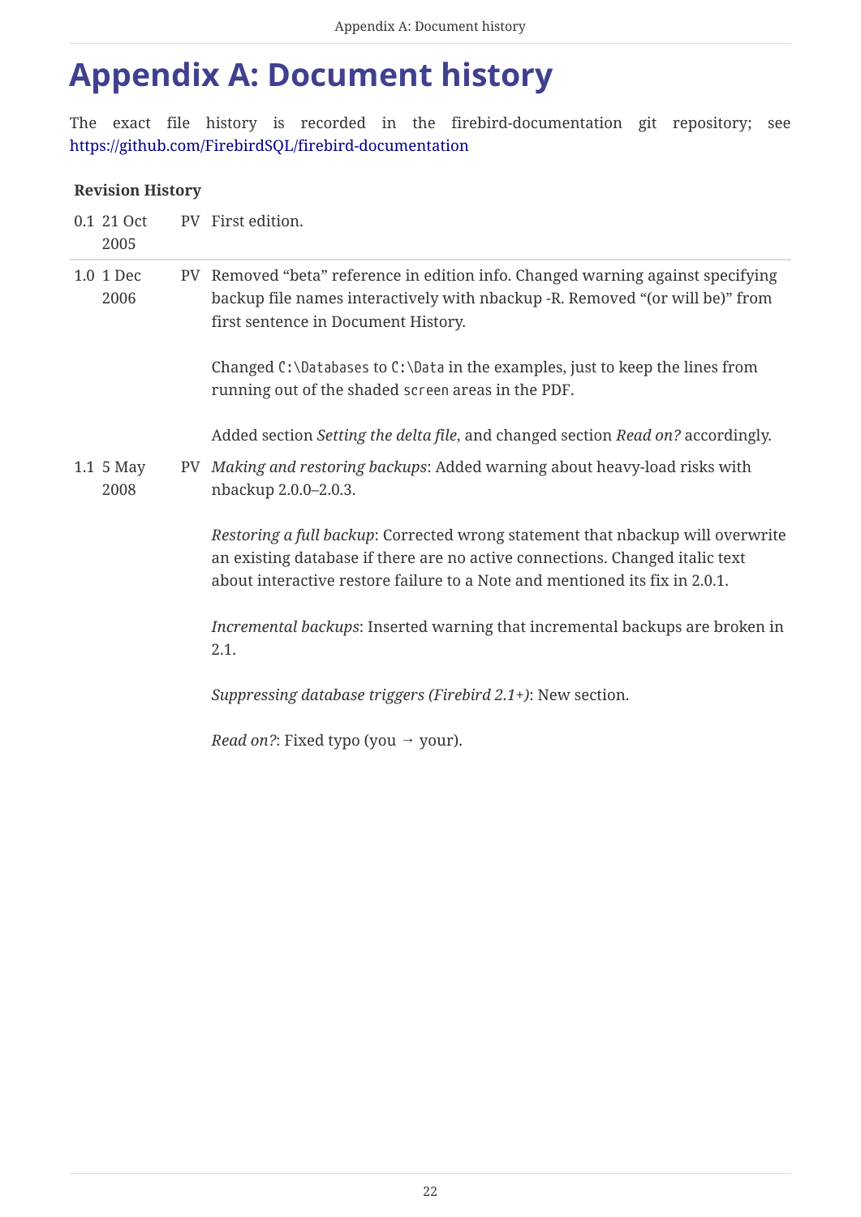# Appendix A: Document history

The exact file history is recorded in the firebird-documentation git repository; see https://github.com/FirebirdSQL/firebird-documentation

**Revision History**

| | | | |
|---|---|---|---|
| 0.1 | 21 Oct 2005 | PV | First edition. |
| 1.0 | 1 Dec 2006 | PV | Removed “beta” reference in edition info. Changed warning against specifying backup file names interactively with nbackup -R. Removed “(or will be)” from first sentence in Document History.<br><br>Changed `C:\Databases` to `C:\Data` in the examples, just to keep the lines from running out of the shaded `screen` areas in the PDF.<br><br>Added section *Setting the delta file*, and changed section *Read on?* accordingly. |
| 1.1 | 5 May 2008 | PV | *Making and restoring backups*: Added warning about heavy-load risks with nbackup 2.0.0–2.0.3.<br><br>*Restoring a full backup*: Corrected wrong statement that nbackup will overwrite an existing database if there are no active connections. Changed italic text about interactive restore failure to a Note and mentioned its fix in 2.0.1.<br><br>*Incremental backups*: Inserted warning that incremental backups are broken in 2.1.<br><br>*Suppressing database triggers (Firebird 2.1+)*: New section.<br><br>*Read on?*: Fixed typo (you → your). |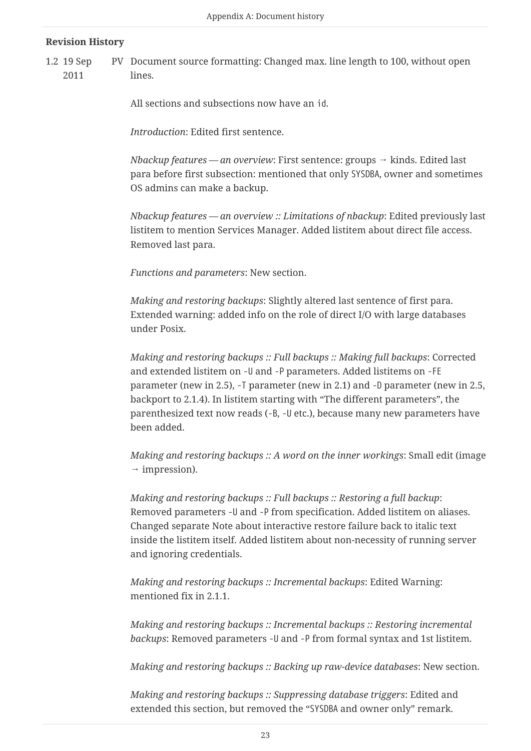**Revision History**

1.2 19 Sep 2011 PV Document source formatting: Changed max. line length to 100, without open lines.

All sections and subsections now have an `id`.

*Introduction*: Edited first sentence.

*Nbackup features — an overview*: First sentence: groups → kinds. Edited last para before first subsection: mentioned that only `SYSDBA`, owner and sometimes OS admins can make a backup.

*Nbackup features — an overview :: Limitations of nbackup*: Edited previously last listitem to mention Services Manager. Added listitem about direct file access. Removed last para.

*Functions and parameters*: New section.

*Making and restoring backups*: Slightly altered last sentence of first para. Extended warning: added info on the role of direct I/O with large databases under Posix.

*Making and restoring backups :: Full backups :: Making full backups*: Corrected and extended listitem on `-U` and `-P` parameters. Added listitems on `-FE` parameter (new in 2.5), `-T` parameter (new in 2.1) and `-D` parameter (new in 2.5, backport to 2.1.4). In listitem starting with “The different parameters”, the parenthesized text now reads (`-B`, `-U` etc.), because many new parameters have been added.

*Making and restoring backups :: A word on the inner workings*: Small edit (image → impression).

*Making and restoring backups :: Full backups :: Restoring a full backup*: Removed parameters `-U` and `-P` from specification. Added listitem on aliases. Changed separate Note about interactive restore failure back to italic text inside the listitem itself. Added listitem about non-necessity of running server and ignoring credentials.

*Making and restoring backups :: Incremental backups*: Edited Warning: mentioned fix in 2.1.1.

*Making and restoring backups :: Incremental backups :: Restoring incremental backups*: Removed parameters `-U` and `-P` from formal syntax and 1st listitem.

*Making and restoring backups :: Backing up raw-device databases*: New section.

*Making and restoring backups :: Suppressing database triggers*: Edited and extended this section, but removed the “`SYSDBA` and owner only” remark.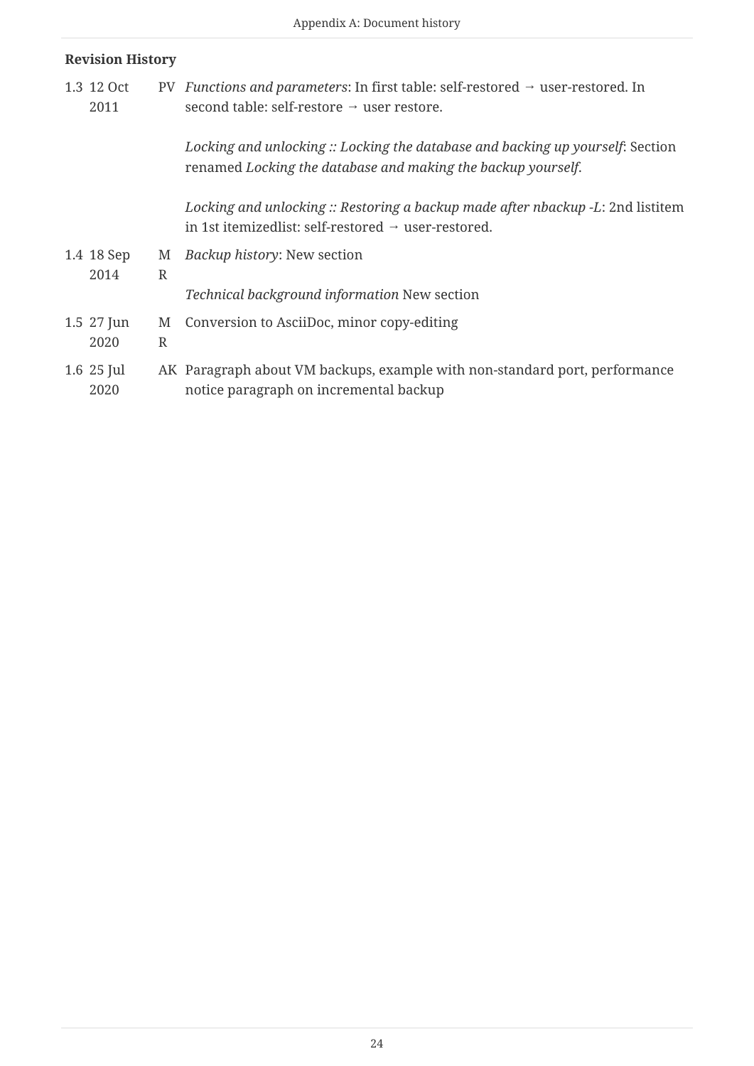**Revision History**

| | | | |
|---|---|---|---|
| 1.3 | 12 Oct 2011 | PV | *Functions and parameters*: In first table: self-restored → user-restored. In second table: self-restore → user restore.<br><br>*Locking and unlocking :: Locking the database and backing up yourself*: Section renamed *Locking the database and making the backup yourself*.<br><br>*Locking and unlocking :: Restoring a backup made after nbackup -L*: 2nd listitem in 1st itemizedlist: self-restored → user-restored. |
| 1.4 | 18 Sep 2014 | MR | *Backup history*: New section<br><br>*Technical background information* New section |
| 1.5 | 27 Jun 2020 | MR | Conversion to AsciiDoc, minor copy-editing |
| 1.6 | 25 Jul 2020 | AK | Paragraph about VM backups, example with non-standard port, performance notice paragraph on incremental backup |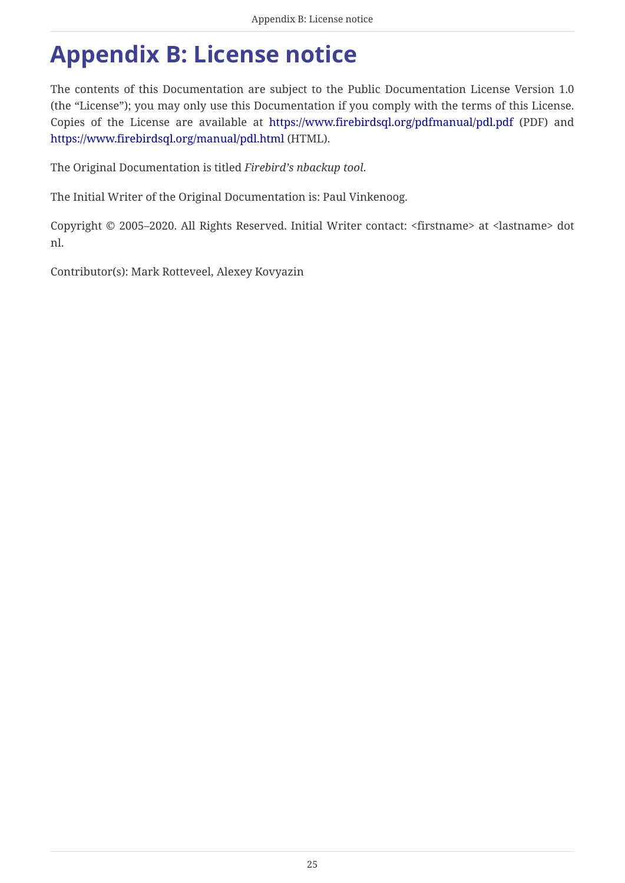# Appendix B: License notice

The contents of this Documentation are subject to the Public Documentation License Version 1.0 (the "License"); you may only use this Documentation if you comply with the terms of this License. Copies of the License are available at https://www.firebirdsql.org/pdfmanual/pdl.pdf (PDF) and https://www.firebirdsql.org/manual/pdl.html (HTML).

The Original Documentation is titled *Firebird's nbackup tool*.

The Initial Writer of the Original Documentation is: Paul Vinkenoog.

Copyright © 2005–2020. All Rights Reserved. Initial Writer contact: <firstname> at <lastname> dot nl.

Contributor(s): Mark Rotteveel, Alexey Kovyazin